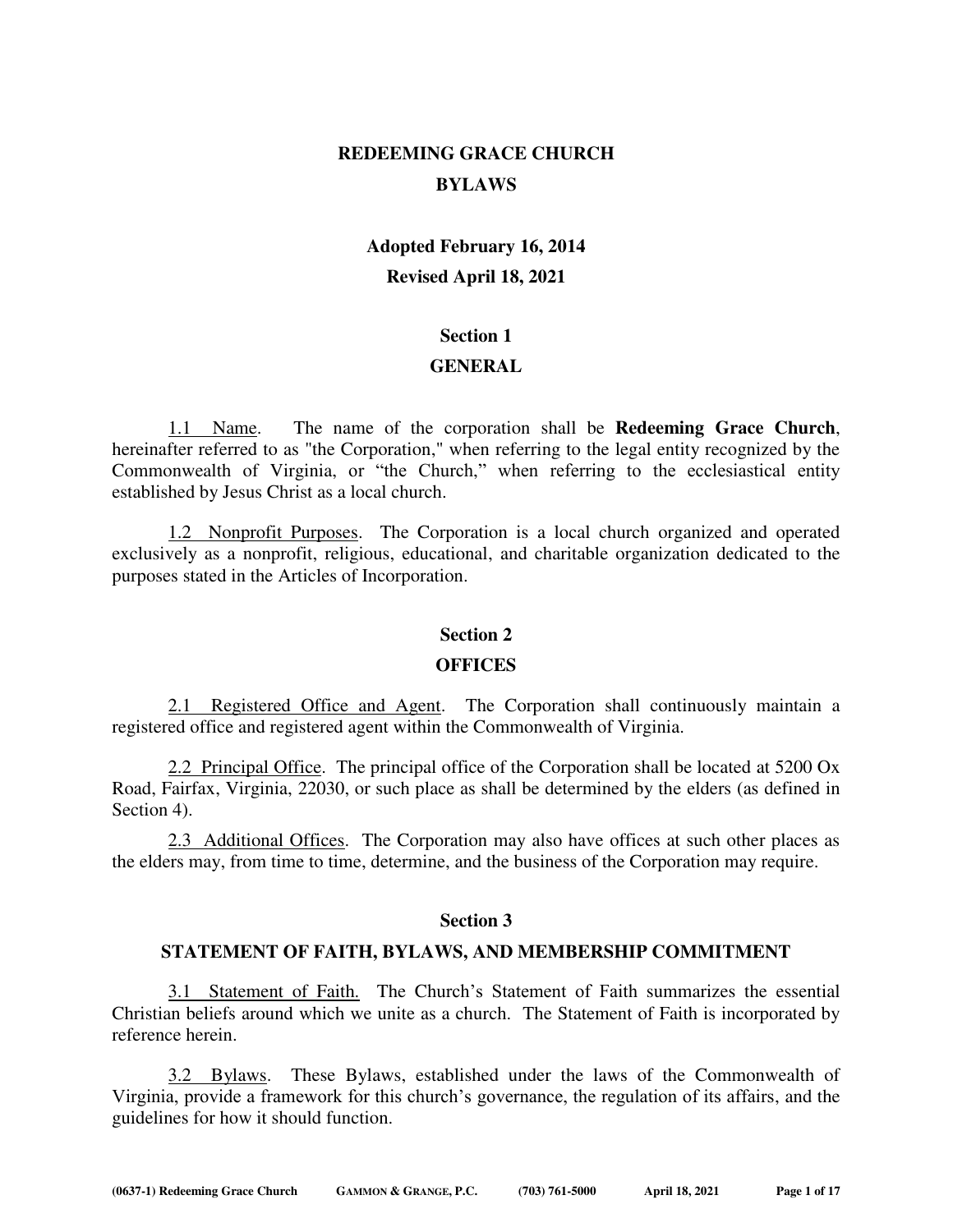# REDEEMING GRACE CHURCH

# BYLAWS

**Adopted February 16, 2014**

**Revised April 18, 2021**

## Section 1

## GENERAL

1.1 Name. The name of the corporation shall be **Redeeming Grace Church**, hereinafter referred to as "the Corporation," when referring to the legal entity recognized by the Commonwealth of Virginia, or "the Church," when referring to the ecclesiastical entity established by Jesus Christ as a local church.

1.2 Nonprofit Purposes. The Corporation is a local church organized and operated exclusively as a nonprofit, religious, educational, and charitable organization dedicated to the purposes stated in the Articles of Incorporation.

## Section 2

## OFFICES

2.1 Registered Office and Agent. The Corporation shall continuously maintain a registered office and registered agent within the Commonwealth of Virginia.

2.2 Principal Office. The principal office of the Corporation shall be located at 5200 Ox Road, Fairfax, Virginia, 22030, or such place as shall be determined by the elders (as defined in Section 4).

2.3 Additional Offices. The Corporation may also have offices at such other places as the elders may, from time to time, determine, and the business of the Corporation may require.

## Section 3

## STATEMENT OF FAITH, BYLAWS, AND MEMBERSHIP COMMITMENT

3.1 Statement of Faith. The Church's Statement of Faith summarizes the essential Christian beliefs around which we unite as a church. The Statement of Faith is incorporated by reference herein.

3.2 Bylaws. These Bylaws, established under the laws of the Commonwealth of Virginia, provide a framework for this church's governance, the regulation of its affairs, and the guidelines for how it should function.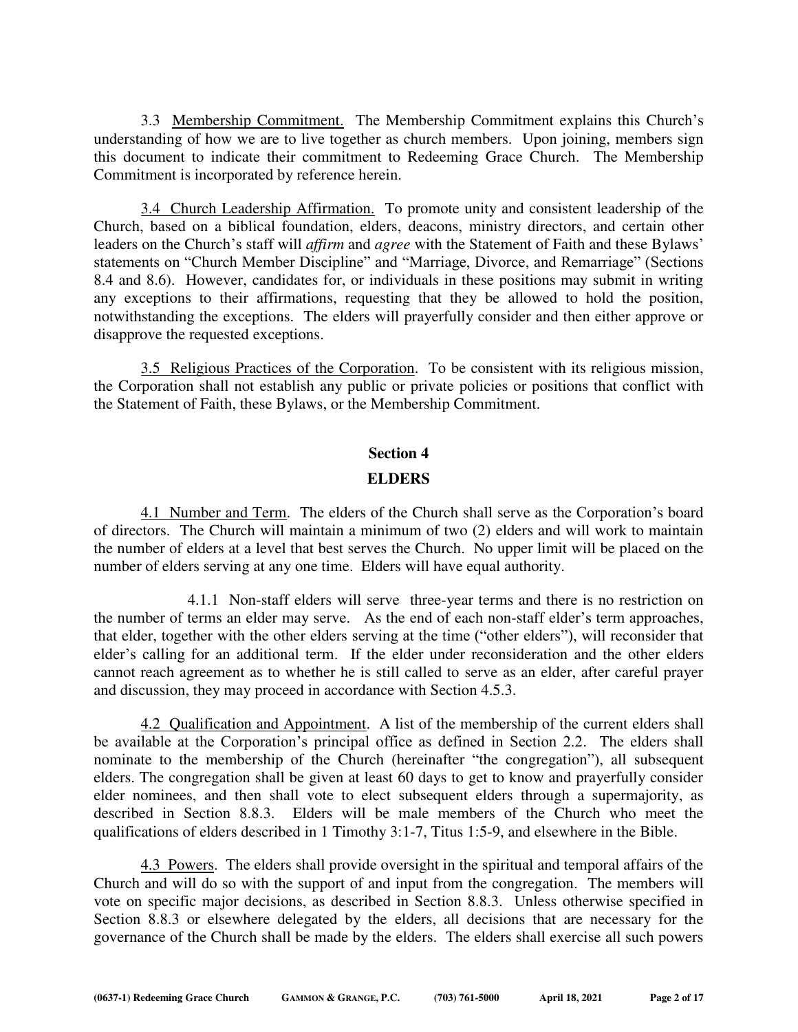3.3 Membership Commitment. The Membership Commitment explains this Church's understanding of how we are to live together as church members. Upon joining, members sign this document to indicate their commitment to Redeeming Grace Church. The Membership Commitment is incorporated by reference herein.

3.4 Church Leadership Affirmation. To promote unity and consistent leadership of the Church, based on a biblical foundation, elders, deacons, ministry directors, and certain other leaders on the Church's staff will *affirm* and *agree* with the Statement of Faith and these Bylaws' statements on "Church Member Discipline" and "Marriage, Divorce, and Remarriage" (Sections 8.4 and 8.6). However, candidates for, or individuals in these positions may submit in writing any exceptions to their affirmations, requesting that they be allowed to hold the position, notwithstanding the exceptions. The elders will prayerfully consider and then either approve or disapprove the requested exceptions.

3.5 Religious Practices of the Corporation. To be consistent with its religious mission, the Corporation shall not establish any public or private policies or positions that conflict with the Statement of Faith, these Bylaws, or the Membership Commitment.

## Section 4

## ELDERS

4.1 Number and Term. The elders of the Church shall serve as the Corporation's board of directors. The Church will maintain a minimum of two (2) elders and will work to maintain the number of elders at a level that best serves the Church. No upper limit will be placed on the number of elders serving at any one time. Elders will have equal authority.

4.1.1 Non-staff elders will serve three-year terms and there is no restriction on the number of terms an elder may serve. As the end of each non-staff elder's term approaches, that elder, together with the other elders serving at the time ("other elders"), will reconsider that elder's calling for an additional term. If the elder under reconsideration and the other elders cannot reach agreement as to whether he is still called to serve as an elder, after careful prayer and discussion, they may proceed in accordance with Section 4.5.3.

4.2 Qualification and Appointment. A list of the membership of the current elders shall be available at the Corporation's principal office as defined in Section 2.2. The elders shall nominate to the membership of the Church (hereinafter "the congregation"), all subsequent elders. The congregation shall be given at least 60 days to get to know and prayerfully consider elder nominees, and then shall vote to elect subsequent elders through a supermajority, as described in Section 8.8.3. Elders will be male members of the Church who meet the qualifications of elders described in 1 Timothy 3:1-7, Titus 1:5-9, and elsewhere in the Bible.

4.3 Powers. The elders shall provide oversight in the spiritual and temporal affairs of the Church and will do so with the support of and input from the congregation. The members will vote on specific major decisions, as described in Section 8.8.3. Unless otherwise specified in Section 8.8.3 or elsewhere delegated by the elders, all decisions that are necessary for the governance of the Church shall be made by the elders. The elders shall exercise all such powers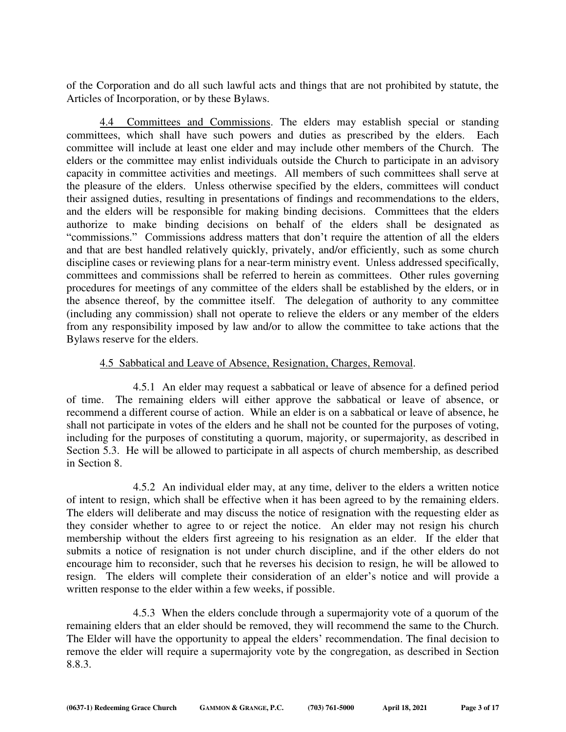of the Corporation and do all such lawful acts and things that are not prohibited by statute, the Articles of Incorporation, or by these Bylaws.

4.4 Committees and Commissions. The elders may establish special or standing committees, which shall have such powers and duties as prescribed by the elders. Each committee will include at least one elder and may include other members of the Church. The elders or the committee may enlist individuals outside the Church to participate in an advisory capacity in committee activities and meetings. All members of such committees shall serve at the pleasure of the elders. Unless otherwise specified by the elders, committees will conduct their assigned duties, resulting in presentations of findings and recommendations to the elders, and the elders will be responsible for making binding decisions. Committees that the elders authorize to make binding decisions on behalf of the elders shall be designated as "commissions." Commissions address matters that don't require the attention of all the elders and that are best handled relatively quickly, privately, and/or efficiently, such as some church discipline cases or reviewing plans for a near-term ministry event. Unless addressed specifically, committees and commissions shall be referred to herein as committees. Other rules governing procedures for meetings of any committee of the elders shall be established by the elders, or in the absence thereof, by the committee itself. The delegation of authority to any committee (including any commission) shall not operate to relieve the elders or any member of the elders from any responsibility imposed by law and/or to allow the committee to take actions that the Bylaws reserve for the elders.

4.5 Sabbatical and Leave of Absence, Resignation, Charges, Removal.

4.5.1 An elder may request a sabbatical or leave of absence for a defined period of time. The remaining elders will either approve the sabbatical or leave of absence, or recommend a different course of action. While an elder is on a sabbatical or leave of absence, he shall not participate in votes of the elders and he shall not be counted for the purposes of voting, including for the purposes of constituting a quorum, majority, or supermajority, as described in Section 5.3. He will be allowed to participate in all aspects of church membership, as described in Section 8.

4.5.2 An individual elder may, at any time, deliver to the elders a written notice of intent to resign, which shall be effective when it has been agreed to by the remaining elders. The elders will deliberate and may discuss the notice of resignation with the requesting elder as they consider whether to agree to or reject the notice. An elder may not resign his church membership without the elders first agreeing to his resignation as an elder. If the elder that submits a notice of resignation is not under church discipline, and if the other elders do not encourage him to reconsider, such that he reverses his decision to resign, he will be allowed to resign. The elders will complete their consideration of an elder's notice and will provide a written response to the elder within a few weeks, if possible.

4.5.3 When the elders conclude through a supermajority vote of a quorum of the remaining elders that an elder should be removed, they will recommend the same to the Church. The Elder will have the opportunity to appeal the elders' recommendation. The final decision to remove the elder will require a supermajority vote by the congregation, as described in Section 8.8.3.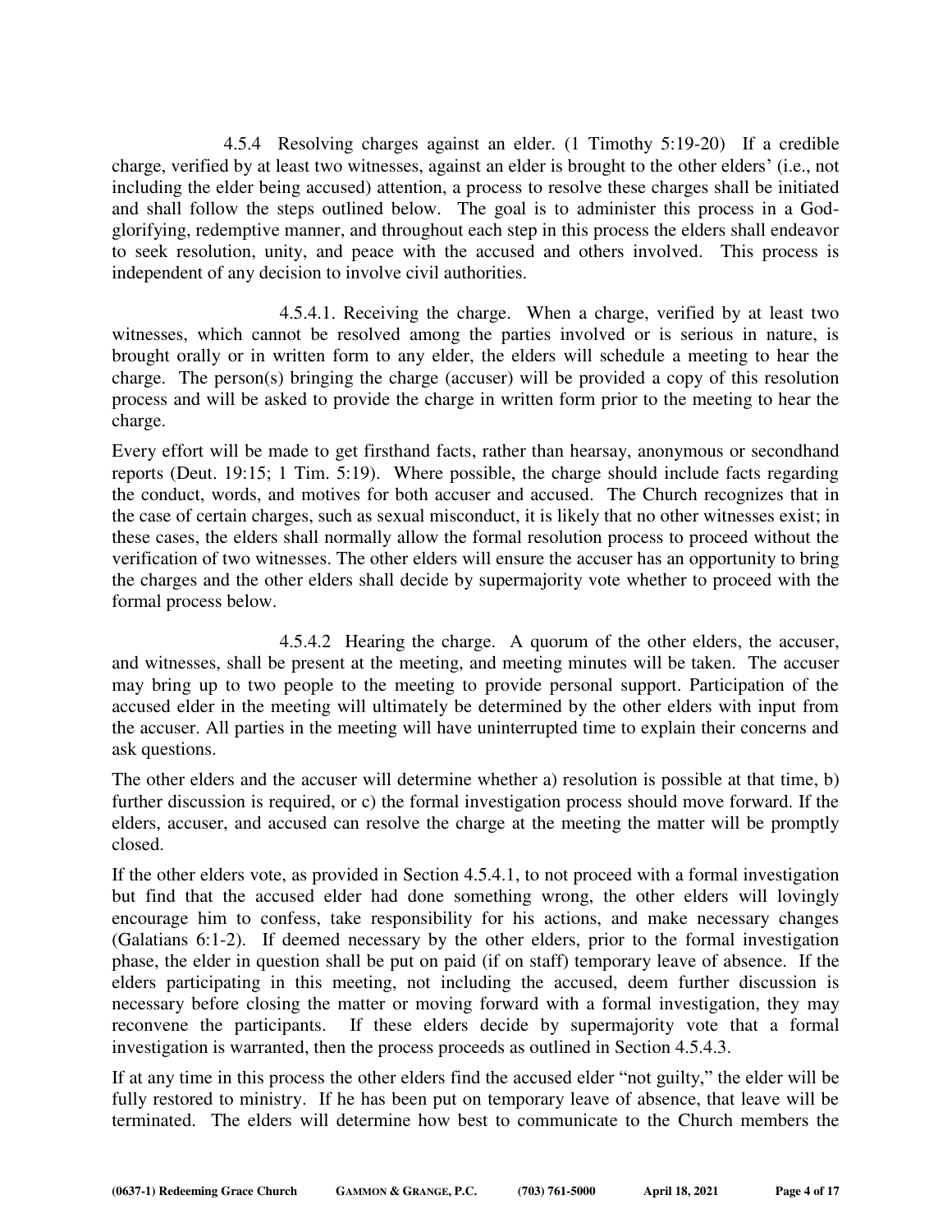4.5.4 Resolving charges against an elder. (1 Timothy 5:19-20) If a credible charge, verified by at least two witnesses, against an elder is brought to the other elders' (i.e., not including the elder being accused) attention, a process to resolve these charges shall be initiated and shall follow the steps outlined below. The goal is to administer this process in a God-glorifying, redemptive manner, and throughout each step in this process the elders shall endeavor to seek resolution, unity, and peace with the accused and others involved. This process is independent of any decision to involve civil authorities.

4.5.4.1. Receiving the charge. When a charge, verified by at least two witnesses, which cannot be resolved among the parties involved or is serious in nature, is brought orally or in written form to any elder, the elders will schedule a meeting to hear the charge. The person(s) bringing the charge (accuser) will be provided a copy of this resolution process and will be asked to provide the charge in written form prior to the meeting to hear the charge.

Every effort will be made to get firsthand facts, rather than hearsay, anonymous or secondhand reports (Deut. 19:15; 1 Tim. 5:19). Where possible, the charge should include facts regarding the conduct, words, and motives for both accuser and accused. The Church recognizes that in the case of certain charges, such as sexual misconduct, it is likely that no other witnesses exist; in these cases, the elders shall normally allow the formal resolution process to proceed without the verification of two witnesses. The other elders will ensure the accuser has an opportunity to bring the charges and the other elders shall decide by supermajority vote whether to proceed with the formal process below.

4.5.4.2 Hearing the charge. A quorum of the other elders, the accuser, and witnesses, shall be present at the meeting, and meeting minutes will be taken. The accuser may bring up to two people to the meeting to provide personal support. Participation of the accused elder in the meeting will ultimately be determined by the other elders with input from the accuser. All parties in the meeting will have uninterrupted time to explain their concerns and ask questions.

The other elders and the accuser will determine whether a) resolution is possible at that time, b) further discussion is required, or c) the formal investigation process should move forward. If the elders, accuser, and accused can resolve the charge at the meeting the matter will be promptly closed.

If the other elders vote, as provided in Section 4.5.4.1, to not proceed with a formal investigation but find that the accused elder had done something wrong, the other elders will lovingly encourage him to confess, take responsibility for his actions, and make necessary changes (Galatians 6:1-2). If deemed necessary by the other elders, prior to the formal investigation phase, the elder in question shall be put on paid (if on staff) temporary leave of absence. If the elders participating in this meeting, not including the accused, deem further discussion is necessary before closing the matter or moving forward with a formal investigation, they may reconvene the participants. If these elders decide by supermajority vote that a formal investigation is warranted, then the process proceeds as outlined in Section 4.5.4.3.

If at any time in this process the other elders find the accused elder "not guilty," the elder will be fully restored to ministry. If he has been put on temporary leave of absence, that leave will be terminated. The elders will determine how best to communicate to the Church members the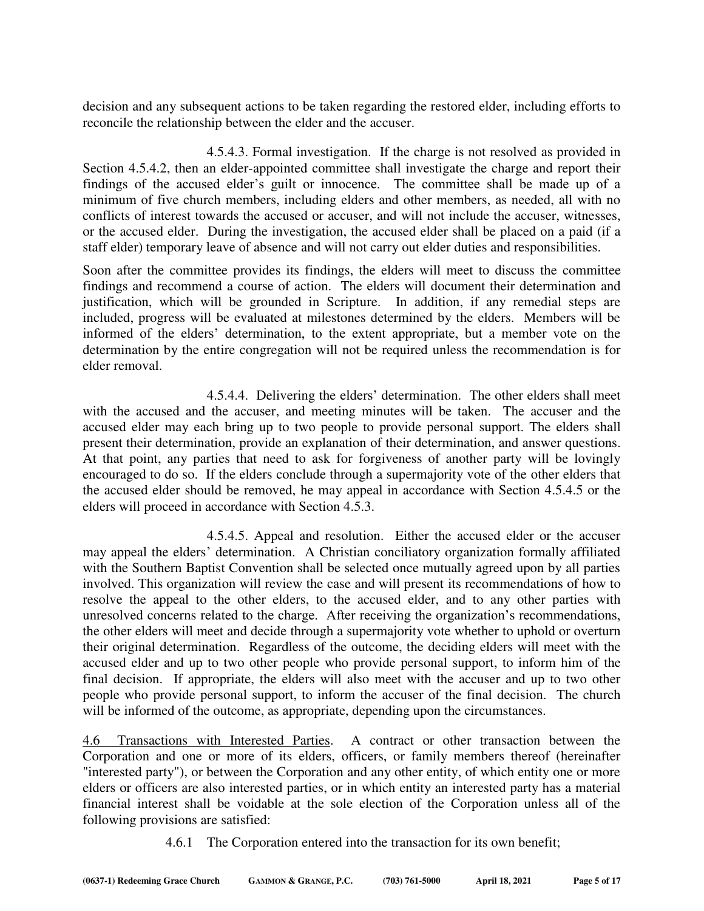decision and any subsequent actions to be taken regarding the restored elder, including efforts to reconcile the relationship between the elder and the accuser.

4.5.4.3. Formal investigation. If the charge is not resolved as provided in Section 4.5.4.2, then an elder-appointed committee shall investigate the charge and report their findings of the accused elder's guilt or innocence. The committee shall be made up of a minimum of five church members, including elders and other members, as needed, all with no conflicts of interest towards the accused or accuser, and will not include the accuser, witnesses, or the accused elder. During the investigation, the accused elder shall be placed on a paid (if a staff elder) temporary leave of absence and will not carry out elder duties and responsibilities.

Soon after the committee provides its findings, the elders will meet to discuss the committee findings and recommend a course of action. The elders will document their determination and justification, which will be grounded in Scripture. In addition, if any remedial steps are included, progress will be evaluated at milestones determined by the elders. Members will be informed of the elders' determination, to the extent appropriate, but a member vote on the determination by the entire congregation will not be required unless the recommendation is for elder removal.

4.5.4.4. Delivering the elders' determination. The other elders shall meet with the accused and the accuser, and meeting minutes will be taken. The accuser and the accused elder may each bring up to two people to provide personal support. The elders shall present their determination, provide an explanation of their determination, and answer questions. At that point, any parties that need to ask for forgiveness of another party will be lovingly encouraged to do so. If the elders conclude through a supermajority vote of the other elders that the accused elder should be removed, he may appeal in accordance with Section 4.5.4.5 or the elders will proceed in accordance with Section 4.5.3.

4.5.4.5. Appeal and resolution. Either the accused elder or the accuser may appeal the elders' determination. A Christian conciliatory organization formally affiliated with the Southern Baptist Convention shall be selected once mutually agreed upon by all parties involved. This organization will review the case and will present its recommendations of how to resolve the appeal to the other elders, to the accused elder, and to any other parties with unresolved concerns related to the charge. After receiving the organization's recommendations, the other elders will meet and decide through a supermajority vote whether to uphold or overturn their original determination. Regardless of the outcome, the deciding elders will meet with the accused elder and up to two other people who provide personal support, to inform him of the final decision. If appropriate, the elders will also meet with the accuser and up to two other people who provide personal support, to inform the accuser of the final decision. The church will be informed of the outcome, as appropriate, depending upon the circumstances.

4.6 Transactions with Interested Parties. A contract or other transaction between the Corporation and one or more of its elders, officers, or family members thereof (hereinafter "interested party"), or between the Corporation and any other entity, of which entity one or more elders or officers are also interested parties, or in which entity an interested party has a material financial interest shall be voidable at the sole election of the Corporation unless all of the following provisions are satisfied:

4.6.1 The Corporation entered into the transaction for its own benefit;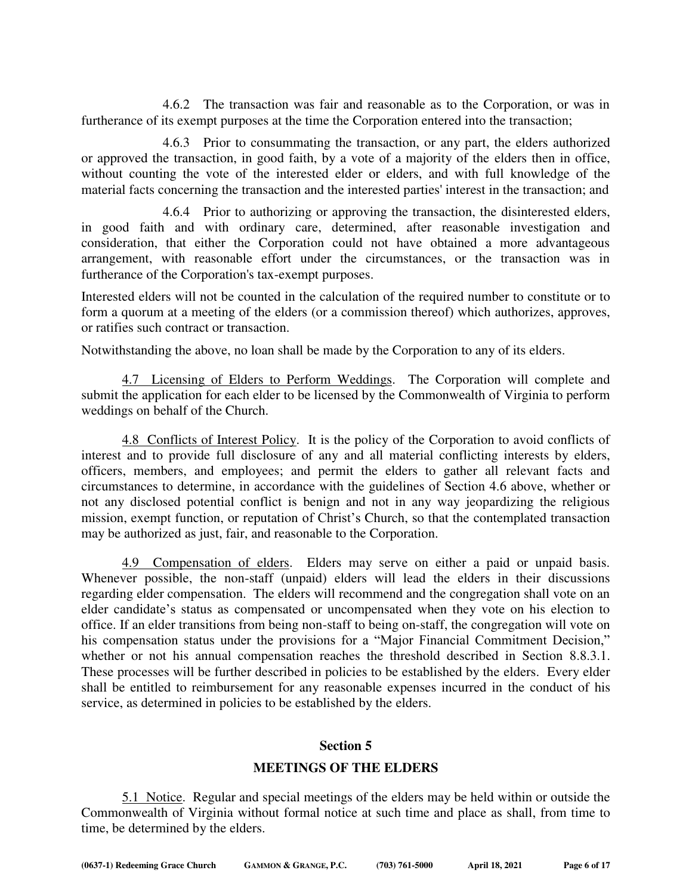4.6.2 The transaction was fair and reasonable as to the Corporation, or was in furtherance of its exempt purposes at the time the Corporation entered into the transaction;

4.6.3 Prior to consummating the transaction, or any part, the elders authorized or approved the transaction, in good faith, by a vote of a majority of the elders then in office, without counting the vote of the interested elder or elders, and with full knowledge of the material facts concerning the transaction and the interested parties' interest in the transaction; and

4.6.4 Prior to authorizing or approving the transaction, the disinterested elders, in good faith and with ordinary care, determined, after reasonable investigation and consideration, that either the Corporation could not have obtained a more advantageous arrangement, with reasonable effort under the circumstances, or the transaction was in furtherance of the Corporation's tax-exempt purposes.

Interested elders will not be counted in the calculation of the required number to constitute or to form a quorum at a meeting of the elders (or a commission thereof) which authorizes, approves, or ratifies such contract or transaction.

Notwithstanding the above, no loan shall be made by the Corporation to any of its elders.

4.7 Licensing of Elders to Perform Weddings. The Corporation will complete and submit the application for each elder to be licensed by the Commonwealth of Virginia to perform weddings on behalf of the Church.

4.8 Conflicts of Interest Policy. It is the policy of the Corporation to avoid conflicts of interest and to provide full disclosure of any and all material conflicting interests by elders, officers, members, and employees; and permit the elders to gather all relevant facts and circumstances to determine, in accordance with the guidelines of Section 4.6 above, whether or not any disclosed potential conflict is benign and not in any way jeopardizing the religious mission, exempt function, or reputation of Christ's Church, so that the contemplated transaction may be authorized as just, fair, and reasonable to the Corporation.

4.9 Compensation of elders. Elders may serve on either a paid or unpaid basis. Whenever possible, the non-staff (unpaid) elders will lead the elders in their discussions regarding elder compensation. The elders will recommend and the congregation shall vote on an elder candidate's status as compensated or uncompensated when they vote on his election to office. If an elder transitions from being non-staff to being on-staff, the congregation will vote on his compensation status under the provisions for a "Major Financial Commitment Decision," whether or not his annual compensation reaches the threshold described in Section 8.8.3.1. These processes will be further described in policies to be established by the elders. Every elder shall be entitled to reimbursement for any reasonable expenses incurred in the conduct of his service, as determined in policies to be established by the elders.

## Section 5

## MEETINGS OF THE ELDERS

5.1 Notice. Regular and special meetings of the elders may be held within or outside the Commonwealth of Virginia without formal notice at such time and place as shall, from time to time, be determined by the elders.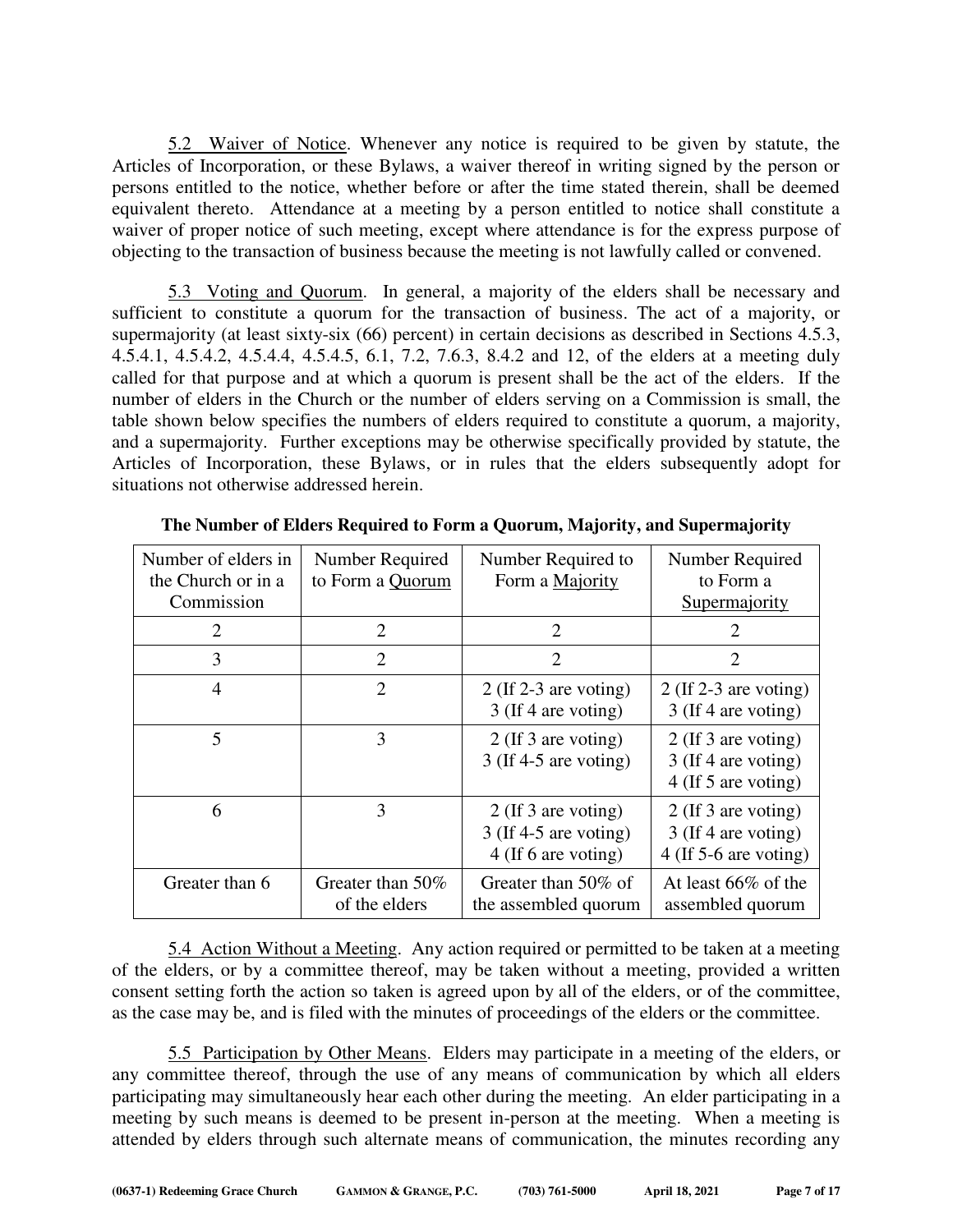5.2 Waiver of Notice. Whenever any notice is required to be given by statute, the Articles of Incorporation, or these Bylaws, a waiver thereof in writing signed by the person or persons entitled to the notice, whether before or after the time stated therein, shall be deemed equivalent thereto. Attendance at a meeting by a person entitled to notice shall constitute a waiver of proper notice of such meeting, except where attendance is for the express purpose of objecting to the transaction of business because the meeting is not lawfully called or convened.

5.3 Voting and Quorum. In general, a majority of the elders shall be necessary and sufficient to constitute a quorum for the transaction of business. The act of a majority, or supermajority (at least sixty-six (66) percent) in certain decisions as described in Sections 4.5.3, 4.5.4.1, 4.5.4.2, 4.5.4.4, 4.5.4.5, 6.1, 7.2, 7.6.3, 8.4.2 and 12, of the elders at a meeting duly called for that purpose and at which a quorum is present shall be the act of the elders. If the number of elders in the Church or the number of elders serving on a Commission is small, the table shown below specifies the numbers of elders required to constitute a quorum, a majority, and a supermajority. Further exceptions may be otherwise specifically provided by statute, the Articles of Incorporation, these Bylaws, or in rules that the elders subsequently adopt for situations not otherwise addressed herein.

**The Number of Elders Required to Form a Quorum, Majority, and Supermajority**

| Number of elders in the Church or in a Commission | Number Required to Form a Quorum | Number Required to Form a Majority | Number Required to Form a Supermajority |
|---|---|---|---|
| 2 | 2 | 2 | 2 |
| 3 | 2 | 2 | 2 |
| 4 | 2 | 2 (If 2-3 are voting)<br>3 (If 4 are voting) | 2 (If 2-3 are voting)<br>3 (If 4 are voting) |
| 5 | 3 | 2 (If 3 are voting)<br>3 (If 4-5 are voting) | 2 (If 3 are voting)<br>3 (If 4 are voting)<br>4 (If 5 are voting) |
| 6 | 3 | 2 (If 3 are voting)<br>3 (If 4-5 are voting)<br>4 (If 6 are voting) | 2 (If 3 are voting)<br>3 (If 4 are voting)<br>4 (If 5-6 are voting) |
| Greater than 6 | Greater than 50% of the elders | Greater than 50% of the assembled quorum | At least 66% of the assembled quorum |

5.4 Action Without a Meeting. Any action required or permitted to be taken at a meeting of the elders, or by a committee thereof, may be taken without a meeting, provided a written consent setting forth the action so taken is agreed upon by all of the elders, or of the committee, as the case may be, and is filed with the minutes of proceedings of the elders or the committee.

5.5 Participation by Other Means. Elders may participate in a meeting of the elders, or any committee thereof, through the use of any means of communication by which all elders participating may simultaneously hear each other during the meeting. An elder participating in a meeting by such means is deemed to be present in-person at the meeting. When a meeting is attended by elders through such alternate means of communication, the minutes recording any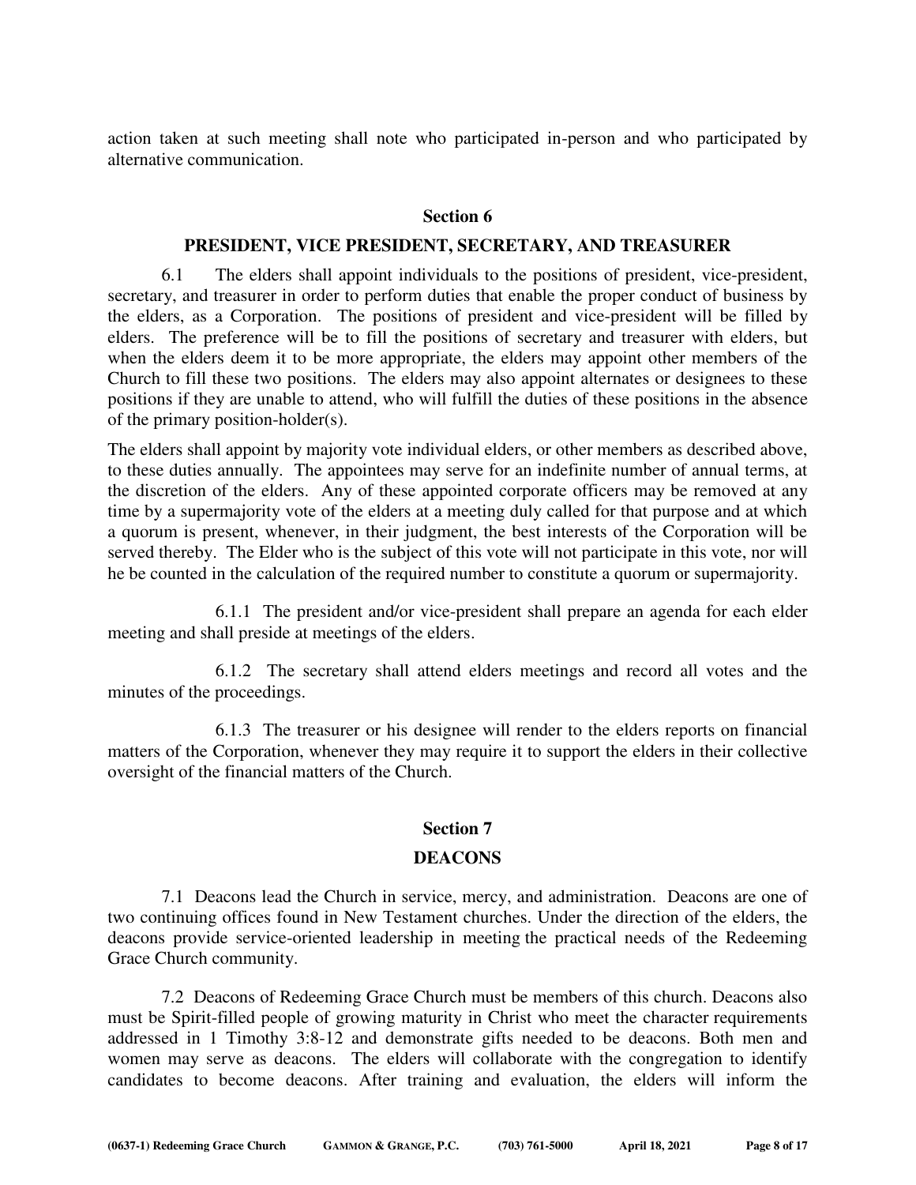action taken at such meeting shall note who participated in-person and who participated by alternative communication.

## Section 6

## PRESIDENT, VICE PRESIDENT, SECRETARY, AND TREASURER

6.1 The elders shall appoint individuals to the positions of president, vice-president, secretary, and treasurer in order to perform duties that enable the proper conduct of business by the elders, as a Corporation. The positions of president and vice-president will be filled by elders. The preference will be to fill the positions of secretary and treasurer with elders, but when the elders deem it to be more appropriate, the elders may appoint other members of the Church to fill these two positions. The elders may also appoint alternates or designees to these positions if they are unable to attend, who will fulfill the duties of these positions in the absence of the primary position-holder(s).

The elders shall appoint by majority vote individual elders, or other members as described above, to these duties annually. The appointees may serve for an indefinite number of annual terms, at the discretion of the elders. Any of these appointed corporate officers may be removed at any time by a supermajority vote of the elders at a meeting duly called for that purpose and at which a quorum is present, whenever, in their judgment, the best interests of the Corporation will be served thereby. The Elder who is the subject of this vote will not participate in this vote, nor will he be counted in the calculation of the required number to constitute a quorum or supermajority.

6.1.1 The president and/or vice-president shall prepare an agenda for each elder meeting and shall preside at meetings of the elders.

6.1.2 The secretary shall attend elders meetings and record all votes and the minutes of the proceedings.

6.1.3 The treasurer or his designee will render to the elders reports on financial matters of the Corporation, whenever they may require it to support the elders in their collective oversight of the financial matters of the Church.

## Section 7

## DEACONS

7.1 Deacons lead the Church in service, mercy, and administration. Deacons are one of two continuing offices found in New Testament churches. Under the direction of the elders, the deacons provide service-oriented leadership in meeting the practical needs of the Redeeming Grace Church community.

7.2 Deacons of Redeeming Grace Church must be members of this church. Deacons also must be Spirit-filled people of growing maturity in Christ who meet the character requirements addressed in 1 Timothy 3:8-12 and demonstrate gifts needed to be deacons. Both men and women may serve as deacons. The elders will collaborate with the congregation to identify candidates to become deacons. After training and evaluation, the elders will inform the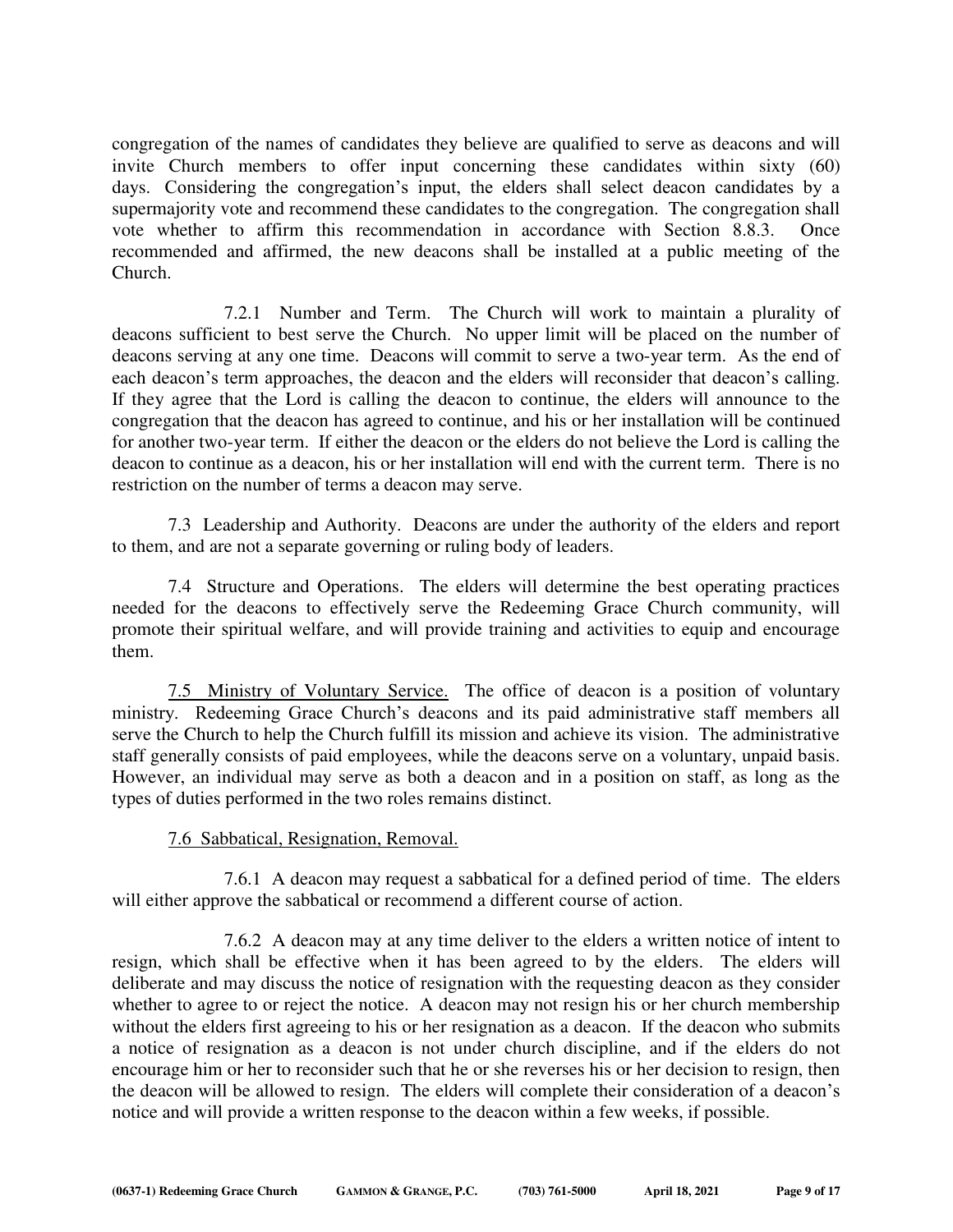congregation of the names of candidates they believe are qualified to serve as deacons and will invite Church members to offer input concerning these candidates within sixty (60) days. Considering the congregation's input, the elders shall select deacon candidates by a supermajority vote and recommend these candidates to the congregation. The congregation shall vote whether to affirm this recommendation in accordance with Section 8.8.3. Once recommended and affirmed, the new deacons shall be installed at a public meeting of the Church.

7.2.1 Number and Term. The Church will work to maintain a plurality of deacons sufficient to best serve the Church. No upper limit will be placed on the number of deacons serving at any one time. Deacons will commit to serve a two-year term. As the end of each deacon's term approaches, the deacon and the elders will reconsider that deacon's calling. If they agree that the Lord is calling the deacon to continue, the elders will announce to the congregation that the deacon has agreed to continue, and his or her installation will be continued for another two-year term. If either the deacon or the elders do not believe the Lord is calling the deacon to continue as a deacon, his or her installation will end with the current term. There is no restriction on the number of terms a deacon may serve.

7.3 Leadership and Authority. Deacons are under the authority of the elders and report to them, and are not a separate governing or ruling body of leaders.

7.4 Structure and Operations. The elders will determine the best operating practices needed for the deacons to effectively serve the Redeeming Grace Church community, will promote their spiritual welfare, and will provide training and activities to equip and encourage them.

7.5 Ministry of Voluntary Service. The office of deacon is a position of voluntary ministry. Redeeming Grace Church's deacons and its paid administrative staff members all serve the Church to help the Church fulfill its mission and achieve its vision. The administrative staff generally consists of paid employees, while the deacons serve on a voluntary, unpaid basis. However, an individual may serve as both a deacon and in a position on staff, as long as the types of duties performed in the two roles remains distinct.

7.6 Sabbatical, Resignation, Removal.

7.6.1 A deacon may request a sabbatical for a defined period of time. The elders will either approve the sabbatical or recommend a different course of action.

7.6.2 A deacon may at any time deliver to the elders a written notice of intent to resign, which shall be effective when it has been agreed to by the elders. The elders will deliberate and may discuss the notice of resignation with the requesting deacon as they consider whether to agree to or reject the notice. A deacon may not resign his or her church membership without the elders first agreeing to his or her resignation as a deacon. If the deacon who submits a notice of resignation as a deacon is not under church discipline, and if the elders do not encourage him or her to reconsider such that he or she reverses his or her decision to resign, then the deacon will be allowed to resign. The elders will complete their consideration of a deacon's notice and will provide a written response to the deacon within a few weeks, if possible.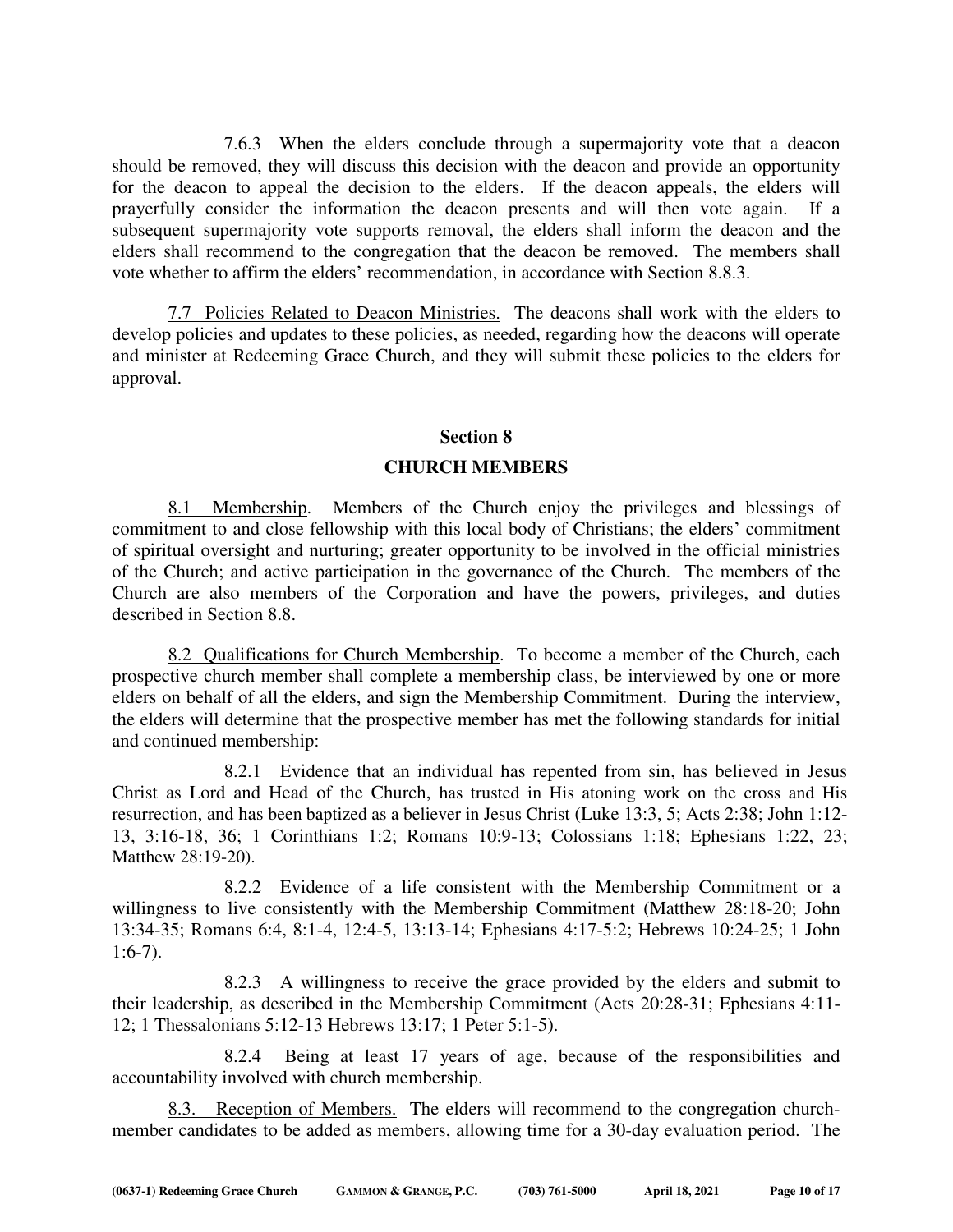7.6.3 When the elders conclude through a supermajority vote that a deacon should be removed, they will discuss this decision with the deacon and provide an opportunity for the deacon to appeal the decision to the elders. If the deacon appeals, the elders will prayerfully consider the information the deacon presents and will then vote again. If a subsequent supermajority vote supports removal, the elders shall inform the deacon and the elders shall recommend to the congregation that the deacon be removed. The members shall vote whether to affirm the elders' recommendation, in accordance with Section 8.8.3.

7.7 Policies Related to Deacon Ministries. The deacons shall work with the elders to develop policies and updates to these policies, as needed, regarding how the deacons will operate and minister at Redeeming Grace Church, and they will submit these policies to the elders for approval.

## Section 8

## CHURCH MEMBERS

8.1 Membership. Members of the Church enjoy the privileges and blessings of commitment to and close fellowship with this local body of Christians; the elders' commitment of spiritual oversight and nurturing; greater opportunity to be involved in the official ministries of the Church; and active participation in the governance of the Church. The members of the Church are also members of the Corporation and have the powers, privileges, and duties described in Section 8.8.

8.2 Qualifications for Church Membership. To become a member of the Church, each prospective church member shall complete a membership class, be interviewed by one or more elders on behalf of all the elders, and sign the Membership Commitment. During the interview, the elders will determine that the prospective member has met the following standards for initial and continued membership:

8.2.1 Evidence that an individual has repented from sin, has believed in Jesus Christ as Lord and Head of the Church, has trusted in His atoning work on the cross and His resurrection, and has been baptized as a believer in Jesus Christ (Luke 13:3, 5; Acts 2:38; John 1:12-13, 3:16-18, 36; 1 Corinthians 1:2; Romans 10:9-13; Colossians 1:18; Ephesians 1:22, 23; Matthew 28:19-20).

8.2.2 Evidence of a life consistent with the Membership Commitment or a willingness to live consistently with the Membership Commitment (Matthew 28:18-20; John 13:34-35; Romans 6:4, 8:1-4, 12:4-5, 13:13-14; Ephesians 4:17-5:2; Hebrews 10:24-25; 1 John 1:6-7).

8.2.3 A willingness to receive the grace provided by the elders and submit to their leadership, as described in the Membership Commitment (Acts 20:28-31; Ephesians 4:11-12; 1 Thessalonians 5:12-13 Hebrews 13:17; 1 Peter 5:1-5).

8.2.4 Being at least 17 years of age, because of the responsibilities and accountability involved with church membership.

8.3. Reception of Members. The elders will recommend to the congregation church-member candidates to be added as members, allowing time for a 30-day evaluation period. The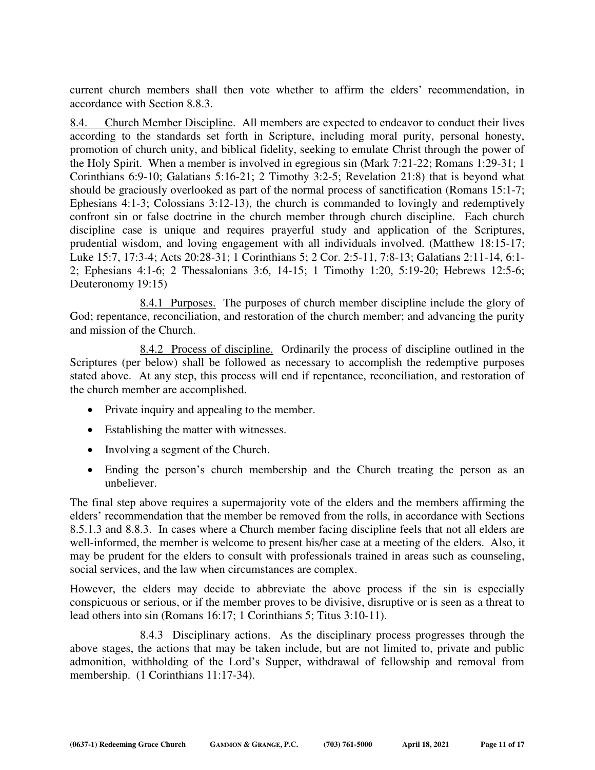current church members shall then vote whether to affirm the elders' recommendation, in accordance with Section 8.8.3.

8.4. Church Member Discipline. All members are expected to endeavor to conduct their lives according to the standards set forth in Scripture, including moral purity, personal honesty, promotion of church unity, and biblical fidelity, seeking to emulate Christ through the power of the Holy Spirit. When a member is involved in egregious sin (Mark 7:21-22; Romans 1:29-31; 1 Corinthians 6:9-10; Galatians 5:16-21; 2 Timothy 3:2-5; Revelation 21:8) that is beyond what should be graciously overlooked as part of the normal process of sanctification (Romans 15:1-7; Ephesians 4:1-3; Colossians 3:12-13), the church is commanded to lovingly and redemptively confront sin or false doctrine in the church member through church discipline. Each church discipline case is unique and requires prayerful study and application of the Scriptures, prudential wisdom, and loving engagement with all individuals involved. (Matthew 18:15-17; Luke 15:7, 17:3-4; Acts 20:28-31; 1 Corinthians 5; 2 Cor. 2:5-11, 7:8-13; Galatians 2:11-14, 6:1-2; Ephesians 4:1-6; 2 Thessalonians 3:6, 14-15; 1 Timothy 1:20, 5:19-20; Hebrews 12:5-6; Deuteronomy 19:15)

8.4.1 Purposes. The purposes of church member discipline include the glory of God; repentance, reconciliation, and restoration of the church member; and advancing the purity and mission of the Church.

8.4.2 Process of discipline. Ordinarily the process of discipline outlined in the Scriptures (per below) shall be followed as necessary to accomplish the redemptive purposes stated above. At any step, this process will end if repentance, reconciliation, and restoration of the church member are accomplished.

- Private inquiry and appealing to the member.
- Establishing the matter with witnesses.
- Involving a segment of the Church.
- Ending the person's church membership and the Church treating the person as an unbeliever.

The final step above requires a supermajority vote of the elders and the members affirming the elders' recommendation that the member be removed from the rolls, in accordance with Sections 8.5.1.3 and 8.8.3. In cases where a Church member facing discipline feels that not all elders are well-informed, the member is welcome to present his/her case at a meeting of the elders. Also, it may be prudent for the elders to consult with professionals trained in areas such as counseling, social services, and the law when circumstances are complex.

However, the elders may decide to abbreviate the above process if the sin is especially conspicuous or serious, or if the member proves to be divisive, disruptive or is seen as a threat to lead others into sin (Romans 16:17; 1 Corinthians 5; Titus 3:10-11).

8.4.3 Disciplinary actions. As the disciplinary process progresses through the above stages, the actions that may be taken include, but are not limited to, private and public admonition, withholding of the Lord's Supper, withdrawal of fellowship and removal from membership. (1 Corinthians 11:17-34).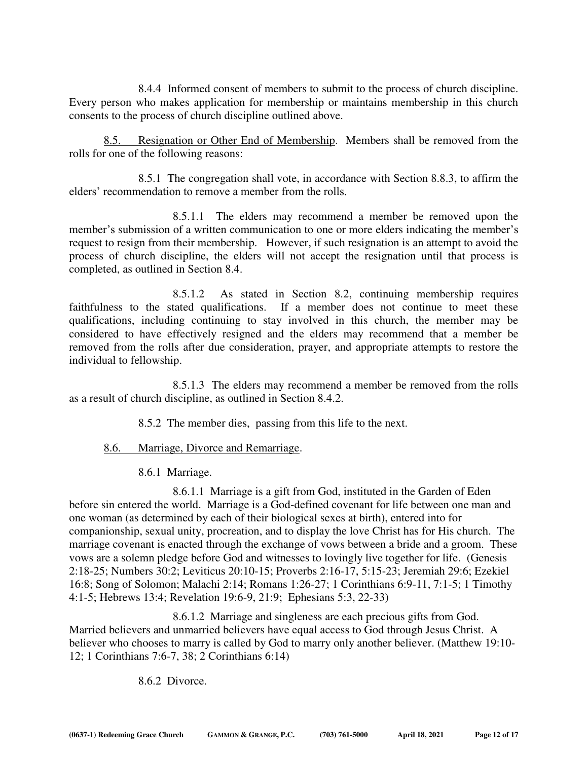8.4.4 Informed consent of members to submit to the process of church discipline. Every person who makes application for membership or maintains membership in this church consents to the process of church discipline outlined above.

8.5. Resignation or Other End of Membership. Members shall be removed from the rolls for one of the following reasons:

8.5.1 The congregation shall vote, in accordance with Section 8.8.3, to affirm the elders' recommendation to remove a member from the rolls.

8.5.1.1 The elders may recommend a member be removed upon the member's submission of a written communication to one or more elders indicating the member's request to resign from their membership. However, if such resignation is an attempt to avoid the process of church discipline, the elders will not accept the resignation until that process is completed, as outlined in Section 8.4.

8.5.1.2 As stated in Section 8.2, continuing membership requires faithfulness to the stated qualifications. If a member does not continue to meet these qualifications, including continuing to stay involved in this church, the member may be considered to have effectively resigned and the elders may recommend that a member be removed from the rolls after due consideration, prayer, and appropriate attempts to restore the individual to fellowship.

8.5.1.3 The elders may recommend a member be removed from the rolls as a result of church discipline, as outlined in Section 8.4.2.

8.5.2 The member dies, passing from this life to the next.

8.6. Marriage, Divorce and Remarriage.

8.6.1 Marriage.

8.6.1.1 Marriage is a gift from God, instituted in the Garden of Eden before sin entered the world. Marriage is a God-defined covenant for life between one man and one woman (as determined by each of their biological sexes at birth), entered into for companionship, sexual unity, procreation, and to display the love Christ has for His church. The marriage covenant is enacted through the exchange of vows between a bride and a groom. These vows are a solemn pledge before God and witnesses to lovingly live together for life. (Genesis 2:18-25; Numbers 30:2; Leviticus 20:10-15; Proverbs 2:16-17, 5:15-23; Jeremiah 29:6; Ezekiel 16:8; Song of Solomon; Malachi 2:14; Romans 1:26-27; 1 Corinthians 6:9-11, 7:1-5; 1 Timothy 4:1-5; Hebrews 13:4; Revelation 19:6-9, 21:9; Ephesians 5:3, 22-33)

8.6.1.2 Marriage and singleness are each precious gifts from God. Married believers and unmarried believers have equal access to God through Jesus Christ. A believer who chooses to marry is called by God to marry only another believer. (Matthew 19:10-12; 1 Corinthians 7:6-7, 38; 2 Corinthians 6:14)

8.6.2 Divorce.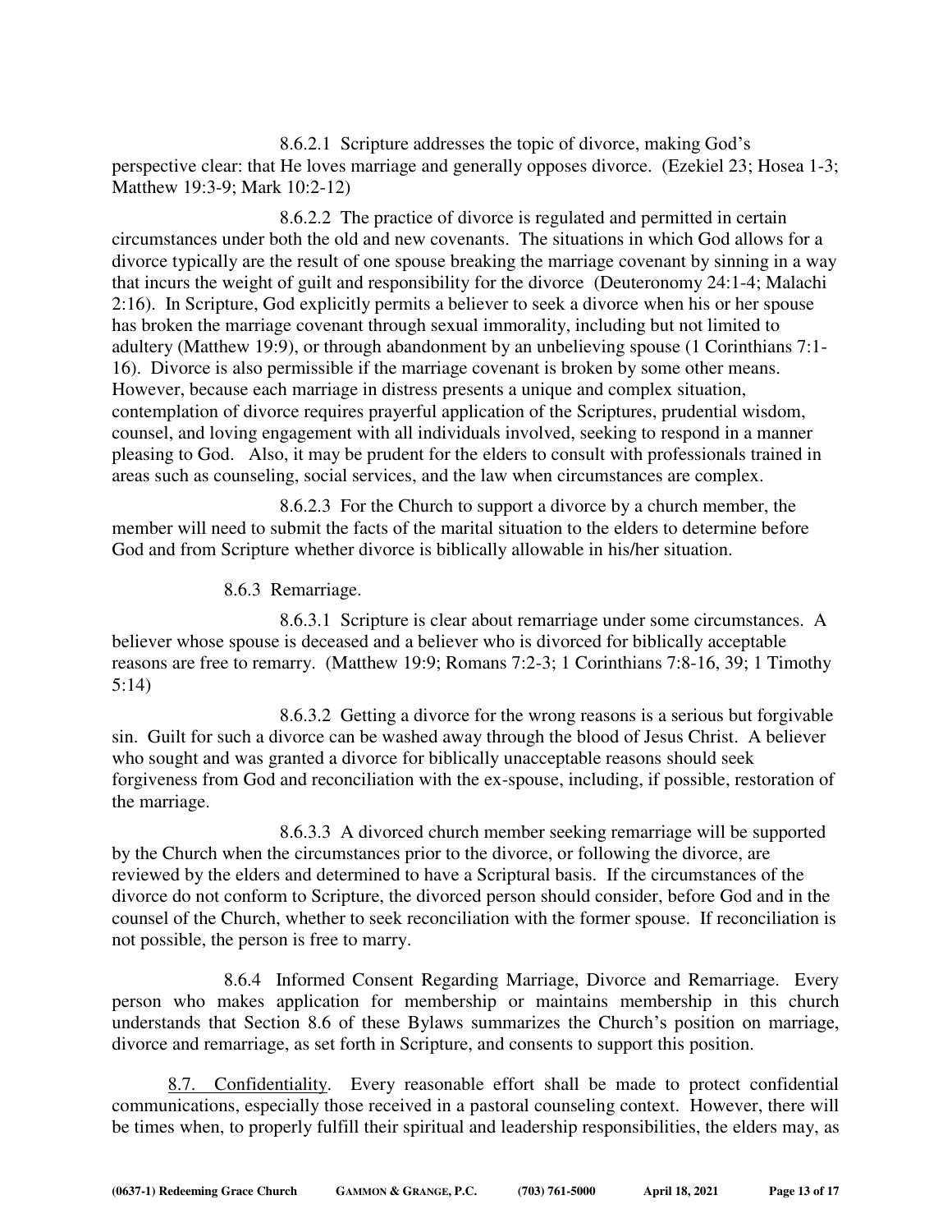8.6.2.1 Scripture addresses the topic of divorce, making God's perspective clear: that He loves marriage and generally opposes divorce. (Ezekiel 23; Hosea 1-3; Matthew 19:3-9; Mark 10:2-12)

8.6.2.2 The practice of divorce is regulated and permitted in certain circumstances under both the old and new covenants. The situations in which God allows for a divorce typically are the result of one spouse breaking the marriage covenant by sinning in a way that incurs the weight of guilt and responsibility for the divorce (Deuteronomy 24:1-4; Malachi 2:16). In Scripture, God explicitly permits a believer to seek a divorce when his or her spouse has broken the marriage covenant through sexual immorality, including but not limited to adultery (Matthew 19:9), or through abandonment by an unbelieving spouse (1 Corinthians 7:1-16). Divorce is also permissible if the marriage covenant is broken by some other means. However, because each marriage in distress presents a unique and complex situation, contemplation of divorce requires prayerful application of the Scriptures, prudential wisdom, counsel, and loving engagement with all individuals involved, seeking to respond in a manner pleasing to God. Also, it may be prudent for the elders to consult with professionals trained in areas such as counseling, social services, and the law when circumstances are complex.

8.6.2.3 For the Church to support a divorce by a church member, the member will need to submit the facts of the marital situation to the elders to determine before God and from Scripture whether divorce is biblically allowable in his/her situation.

8.6.3 Remarriage.

8.6.3.1 Scripture is clear about remarriage under some circumstances. A believer whose spouse is deceased and a believer who is divorced for biblically acceptable reasons are free to remarry. (Matthew 19:9; Romans 7:2-3; 1 Corinthians 7:8-16, 39; 1 Timothy 5:14)

8.6.3.2 Getting a divorce for the wrong reasons is a serious but forgivable sin. Guilt for such a divorce can be washed away through the blood of Jesus Christ. A believer who sought and was granted a divorce for biblically unacceptable reasons should seek forgiveness from God and reconciliation with the ex-spouse, including, if possible, restoration of the marriage.

8.6.3.3 A divorced church member seeking remarriage will be supported by the Church when the circumstances prior to the divorce, or following the divorce, are reviewed by the elders and determined to have a Scriptural basis. If the circumstances of the divorce do not conform to Scripture, the divorced person should consider, before God and in the counsel of the Church, whether to seek reconciliation with the former spouse. If reconciliation is not possible, the person is free to marry.

8.6.4 Informed Consent Regarding Marriage, Divorce and Remarriage. Every person who makes application for membership or maintains membership in this church understands that Section 8.6 of these Bylaws summarizes the Church's position on marriage, divorce and remarriage, as set forth in Scripture, and consents to support this position.

8.7. Confidentiality. Every reasonable effort shall be made to protect confidential communications, especially those received in a pastoral counseling context. However, there will be times when, to properly fulfill their spiritual and leadership responsibilities, the elders may, as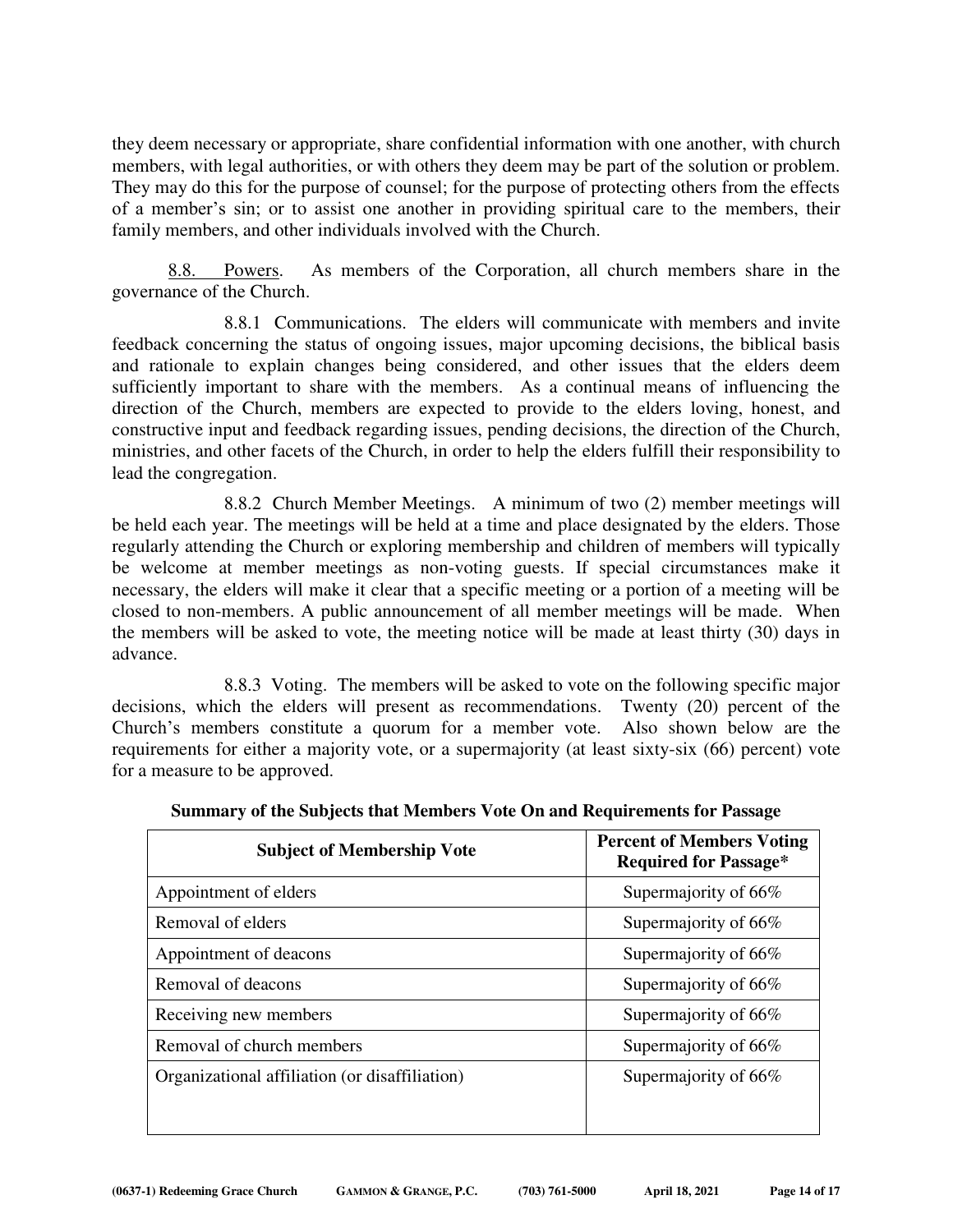they deem necessary or appropriate, share confidential information with one another, with church members, with legal authorities, or with others they deem may be part of the solution or problem. They may do this for the purpose of counsel; for the purpose of protecting others from the effects of a member's sin; or to assist one another in providing spiritual care to the members, their family members, and other individuals involved with the Church.

8.8. Powers. As members of the Corporation, all church members share in the governance of the Church.

8.8.1 Communications. The elders will communicate with members and invite feedback concerning the status of ongoing issues, major upcoming decisions, the biblical basis and rationale to explain changes being considered, and other issues that the elders deem sufficiently important to share with the members. As a continual means of influencing the direction of the Church, members are expected to provide to the elders loving, honest, and constructive input and feedback regarding issues, pending decisions, the direction of the Church, ministries, and other facets of the Church, in order to help the elders fulfill their responsibility to lead the congregation.

8.8.2 Church Member Meetings. A minimum of two (2) member meetings will be held each year. The meetings will be held at a time and place designated by the elders. Those regularly attending the Church or exploring membership and children of members will typically be welcome at member meetings as non-voting guests. If special circumstances make it necessary, the elders will make it clear that a specific meeting or a portion of a meeting will be closed to non-members. A public announcement of all member meetings will be made. When the members will be asked to vote, the meeting notice will be made at least thirty (30) days in advance.

8.8.3 Voting. The members will be asked to vote on the following specific major decisions, which the elders will present as recommendations. Twenty (20) percent of the Church's members constitute a quorum for a member vote. Also shown below are the requirements for either a majority vote, or a supermajority (at least sixty-six (66) percent) vote for a measure to be approved.

**Summary of the Subjects that Members Vote On and Requirements for Passage**

| Subject of Membership Vote | Percent of Members Voting Required for Passage* |
|---|---|
| Appointment of elders | Supermajority of 66% |
| Removal of elders | Supermajority of 66% |
| Appointment of deacons | Supermajority of 66% |
| Removal of deacons | Supermajority of 66% |
| Receiving new members | Supermajority of 66% |
| Removal of church members | Supermajority of 66% |
| Organizational affiliation (or disaffiliation) | Supermajority of 66% |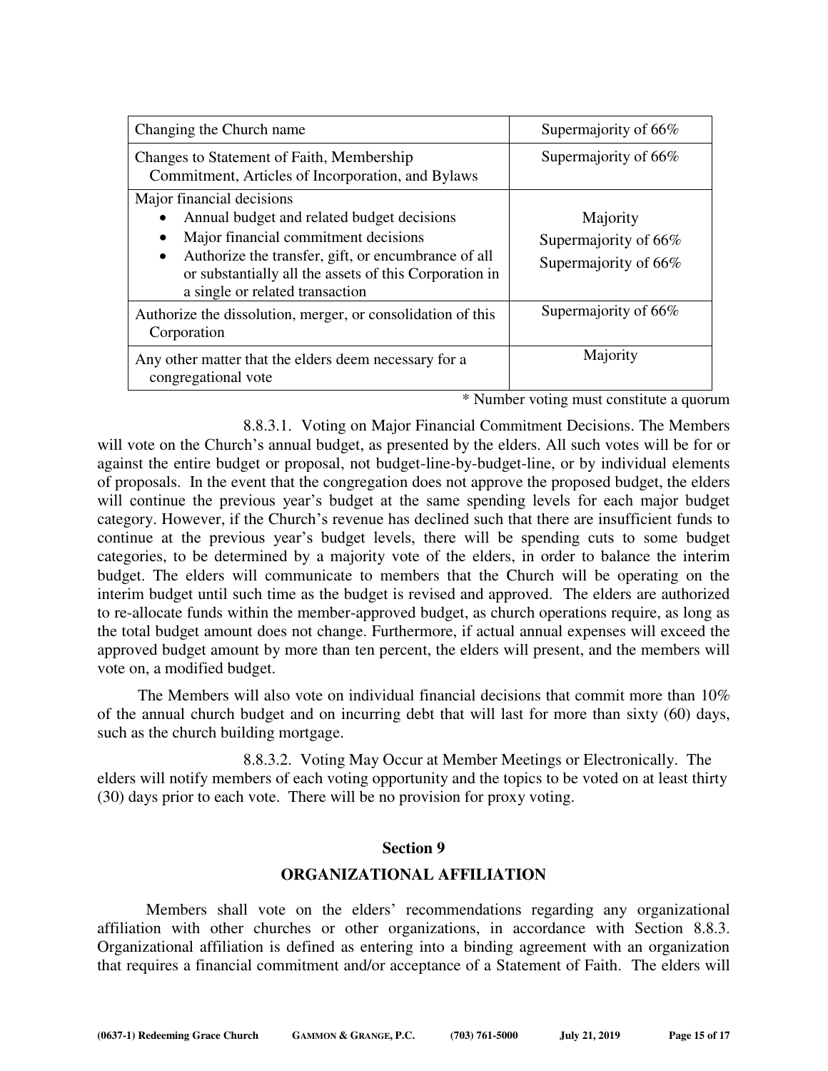| Changing the Church name | Supermajority of 66% |
|---|---|
| Changes to Statement of Faith, Membership Commitment, Articles of Incorporation, and Bylaws | Supermajority of 66% |
| Major financial decisions<br>• Annual budget and related budget decisions<br>• Major financial commitment decisions<br>• Authorize the transfer, gift, or encumbrance of all or substantially all the assets of this Corporation in a single or related transaction | <br>Majority<br>Supermajority of 66%<br>Supermajority of 66% |
| Authorize the dissolution, merger, or consolidation of this Corporation | Supermajority of 66% |
| Any other matter that the elders deem necessary for a congregational vote | Majority |

\* Number voting must constitute a quorum

8.8.3.1. Voting on Major Financial Commitment Decisions. The Members will vote on the Church's annual budget, as presented by the elders. All such votes will be for or against the entire budget or proposal, not budget-line-by-budget-line, or by individual elements of proposals. In the event that the congregation does not approve the proposed budget, the elders will continue the previous year's budget at the same spending levels for each major budget category. However, if the Church's revenue has declined such that there are insufficient funds to continue at the previous year's budget levels, there will be spending cuts to some budget categories, to be determined by a majority vote of the elders, in order to balance the interim budget. The elders will communicate to members that the Church will be operating on the interim budget until such time as the budget is revised and approved. The elders are authorized to re-allocate funds within the member-approved budget, as church operations require, as long as the total budget amount does not change. Furthermore, if actual annual expenses will exceed the approved budget amount by more than ten percent, the elders will present, and the members will vote on, a modified budget.

The Members will also vote on individual financial decisions that commit more than 10% of the annual church budget and on incurring debt that will last for more than sixty (60) days, such as the church building mortgage.

8.8.3.2. Voting May Occur at Member Meetings or Electronically. The elders will notify members of each voting opportunity and the topics to be voted on at least thirty (30) days prior to each vote. There will be no provision for proxy voting.

## Section 9

## ORGANIZATIONAL AFFILIATION

Members shall vote on the elders' recommendations regarding any organizational affiliation with other churches or other organizations, in accordance with Section 8.8.3. Organizational affiliation is defined as entering into a binding agreement with an organization that requires a financial commitment and/or acceptance of a Statement of Faith. The elders will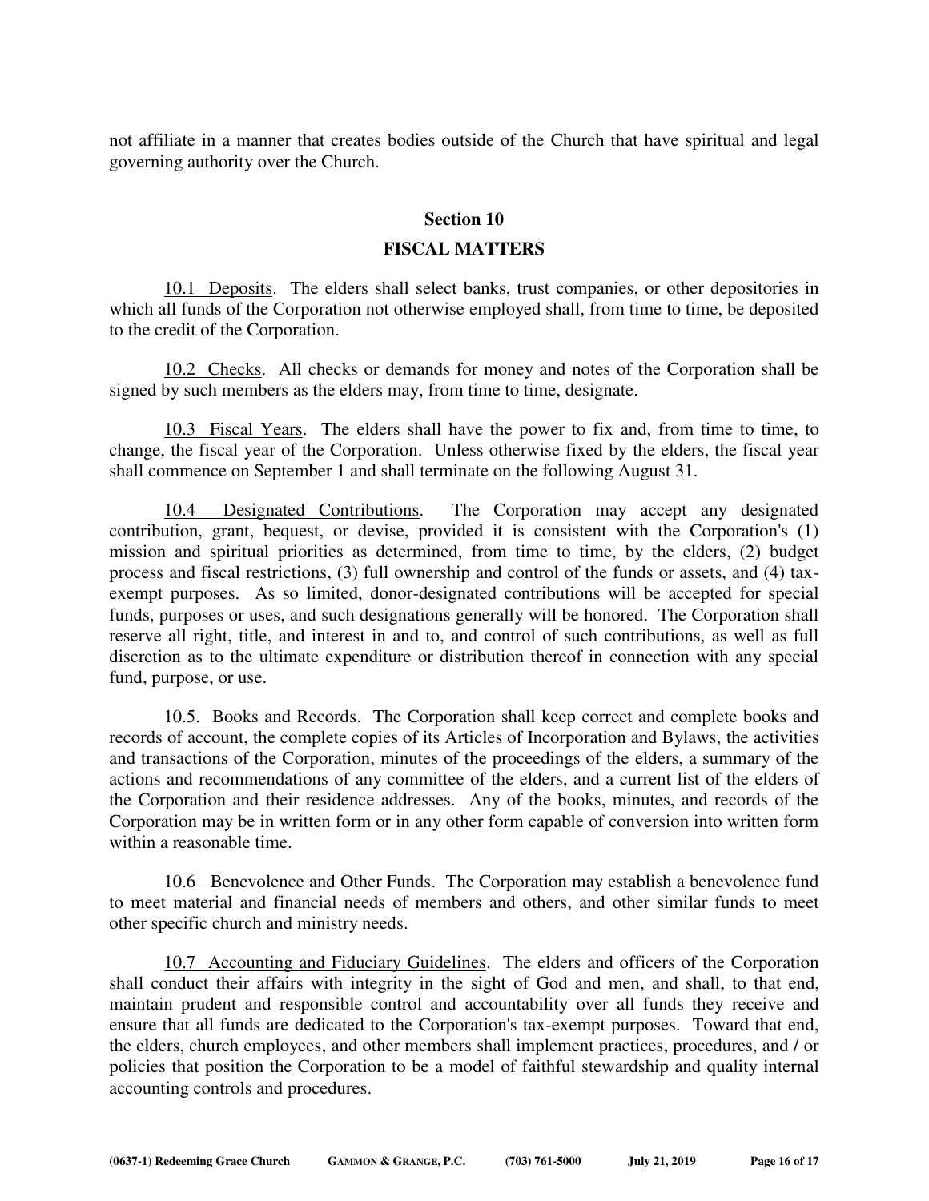not affiliate in a manner that creates bodies outside of the Church that have spiritual and legal governing authority over the Church.

## Section 10

## FISCAL MATTERS

10.1 Deposits. The elders shall select banks, trust companies, or other depositories in which all funds of the Corporation not otherwise employed shall, from time to time, be deposited to the credit of the Corporation.

10.2 Checks. All checks or demands for money and notes of the Corporation shall be signed by such members as the elders may, from time to time, designate.

10.3 Fiscal Years. The elders shall have the power to fix and, from time to time, to change, the fiscal year of the Corporation. Unless otherwise fixed by the elders, the fiscal year shall commence on September 1 and shall terminate on the following August 31.

10.4 Designated Contributions. The Corporation may accept any designated contribution, grant, bequest, or devise, provided it is consistent with the Corporation's (1) mission and spiritual priorities as determined, from time to time, by the elders, (2) budget process and fiscal restrictions, (3) full ownership and control of the funds or assets, and (4) tax-exempt purposes. As so limited, donor-designated contributions will be accepted for special funds, purposes or uses, and such designations generally will be honored. The Corporation shall reserve all right, title, and interest in and to, and control of such contributions, as well as full discretion as to the ultimate expenditure or distribution thereof in connection with any special fund, purpose, or use.

10.5. Books and Records. The Corporation shall keep correct and complete books and records of account, the complete copies of its Articles of Incorporation and Bylaws, the activities and transactions of the Corporation, minutes of the proceedings of the elders, a summary of the actions and recommendations of any committee of the elders, and a current list of the elders of the Corporation and their residence addresses. Any of the books, minutes, and records of the Corporation may be in written form or in any other form capable of conversion into written form within a reasonable time.

10.6 Benevolence and Other Funds. The Corporation may establish a benevolence fund to meet material and financial needs of members and others, and other similar funds to meet other specific church and ministry needs.

10.7 Accounting and Fiduciary Guidelines. The elders and officers of the Corporation shall conduct their affairs with integrity in the sight of God and men, and shall, to that end, maintain prudent and responsible control and accountability over all funds they receive and ensure that all funds are dedicated to the Corporation's tax-exempt purposes. Toward that end, the elders, church employees, and other members shall implement practices, procedures, and / or policies that position the Corporation to be a model of faithful stewardship and quality internal accounting controls and procedures.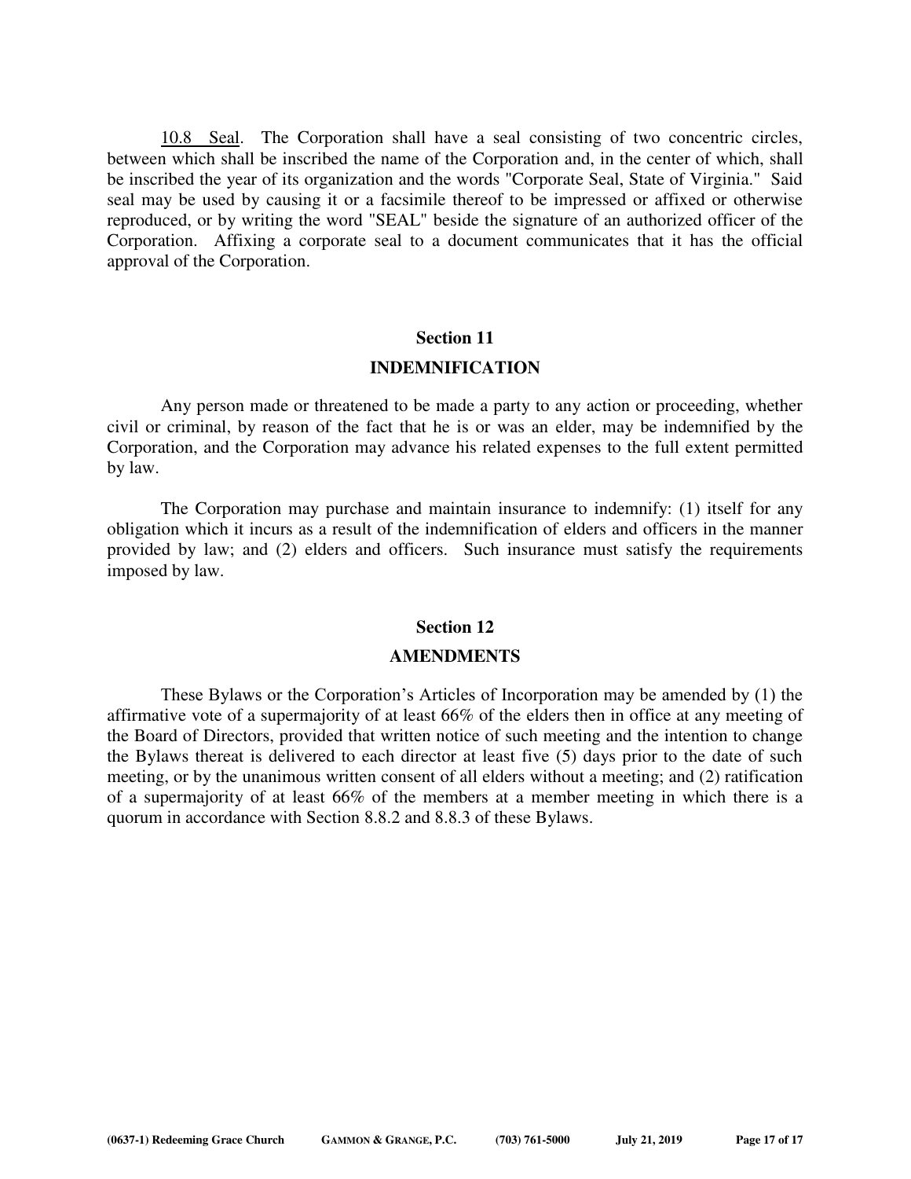10.8 Seal. The Corporation shall have a seal consisting of two concentric circles, between which shall be inscribed the name of the Corporation and, in the center of which, shall be inscribed the year of its organization and the words "Corporate Seal, State of Virginia." Said seal may be used by causing it or a facsimile thereof to be impressed or affixed or otherwise reproduced, or by writing the word "SEAL" beside the signature of an authorized officer of the Corporation. Affixing a corporate seal to a document communicates that it has the official approval of the Corporation.

## Section 11

## INDEMNIFICATION

Any person made or threatened to be made a party to any action or proceeding, whether civil or criminal, by reason of the fact that he is or was an elder, may be indemnified by the Corporation, and the Corporation may advance his related expenses to the full extent permitted by law.

The Corporation may purchase and maintain insurance to indemnify: (1) itself for any obligation which it incurs as a result of the indemnification of elders and officers in the manner provided by law; and (2) elders and officers. Such insurance must satisfy the requirements imposed by law.

## Section 12

## AMENDMENTS

These Bylaws or the Corporation's Articles of Incorporation may be amended by (1) the affirmative vote of a supermajority of at least 66% of the elders then in office at any meeting of the Board of Directors, provided that written notice of such meeting and the intention to change the Bylaws thereat is delivered to each director at least five (5) days prior to the date of such meeting, or by the unanimous written consent of all elders without a meeting; and (2) ratification of a supermajority of at least 66% of the members at a member meeting in which there is a quorum in accordance with Section 8.8.2 and 8.8.3 of these Bylaws.